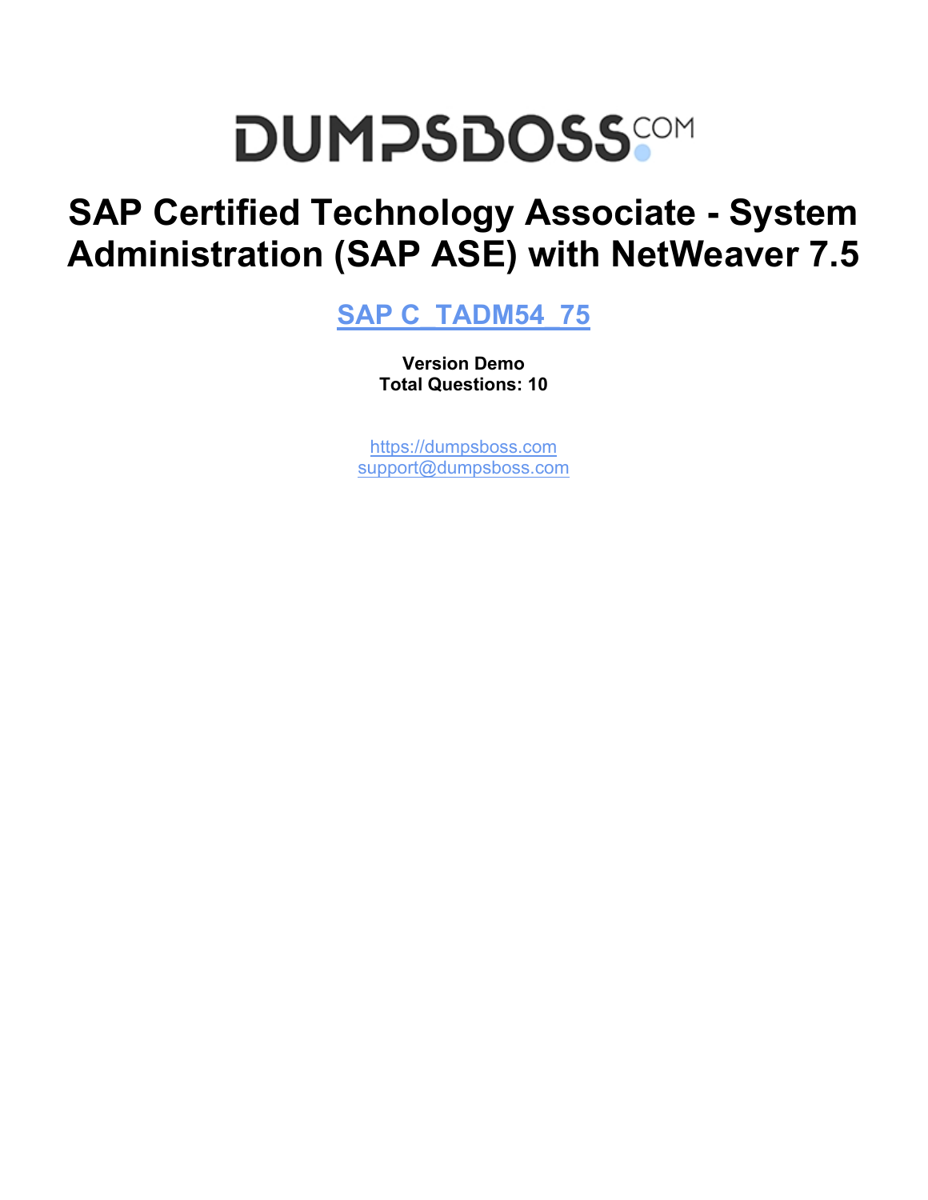# DUMPSBOSS.COM

# SAP Certified Technology Associate - System Administration (SAP ASE) with NetWeaver 7.5

## SAP C_TADM54_75

**Version Demo**
**Total Questions: 10**

https://dumpsboss.com
support@dumpsboss.com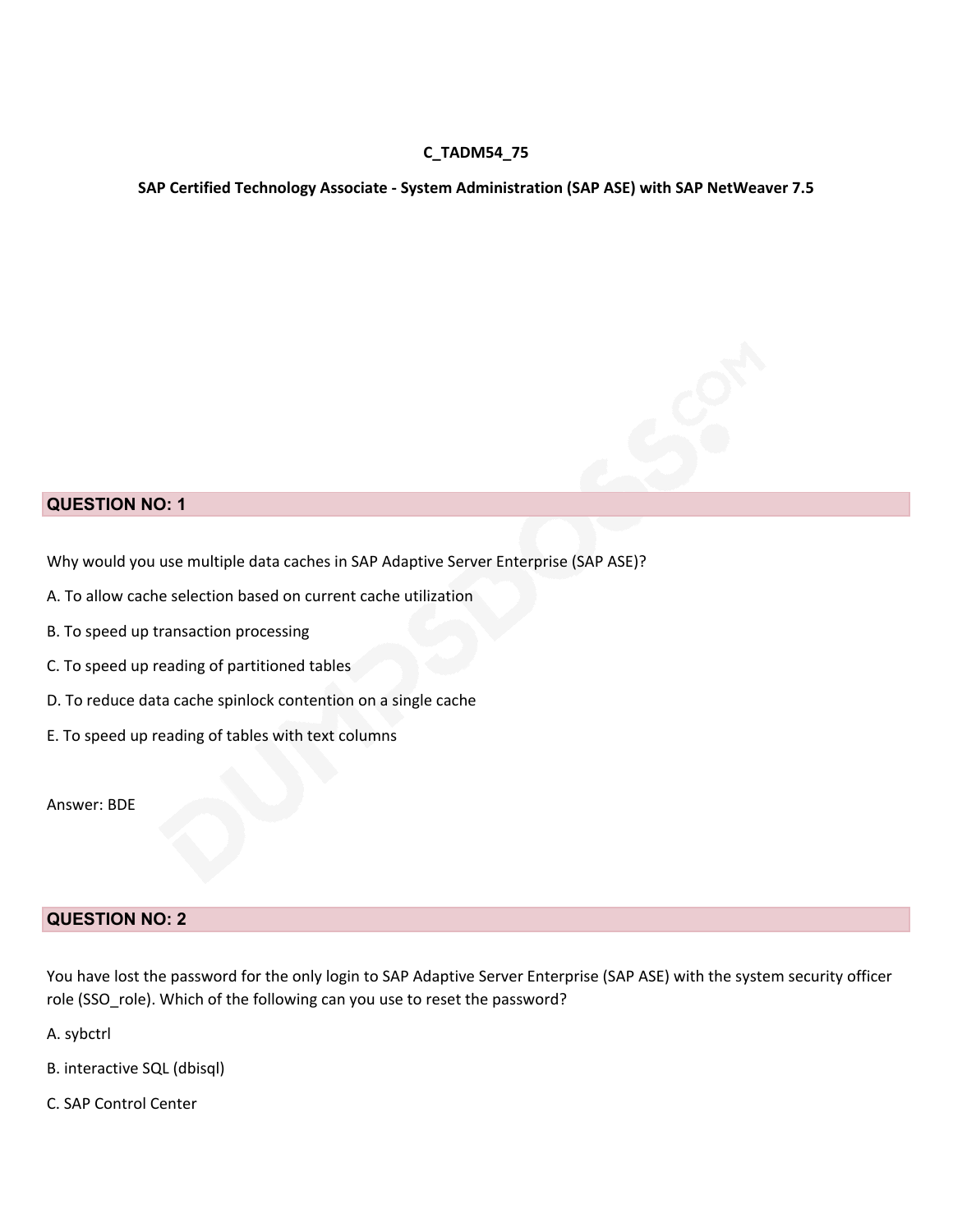**C_TADM54_75**

**SAP Certified Technology Associate - System Administration (SAP ASE) with SAP NetWeaver 7.5**

## QUESTION NO: 1

Why would you use multiple data caches in SAP Adaptive Server Enterprise (SAP ASE)?

A. To allow cache selection based on current cache utilization

B. To speed up transaction processing

C. To speed up reading of partitioned tables

D. To reduce data cache spinlock contention on a single cache

E. To speed up reading of tables with text columns

Answer: BDE

## QUESTION NO: 2

You have lost the password for the only login to SAP Adaptive Server Enterprise (SAP ASE) with the system security officer role (SSO_role). Which of the following can you use to reset the password?

A. sybctrl

B. interactive SQL (dbisql)

C. SAP Control Center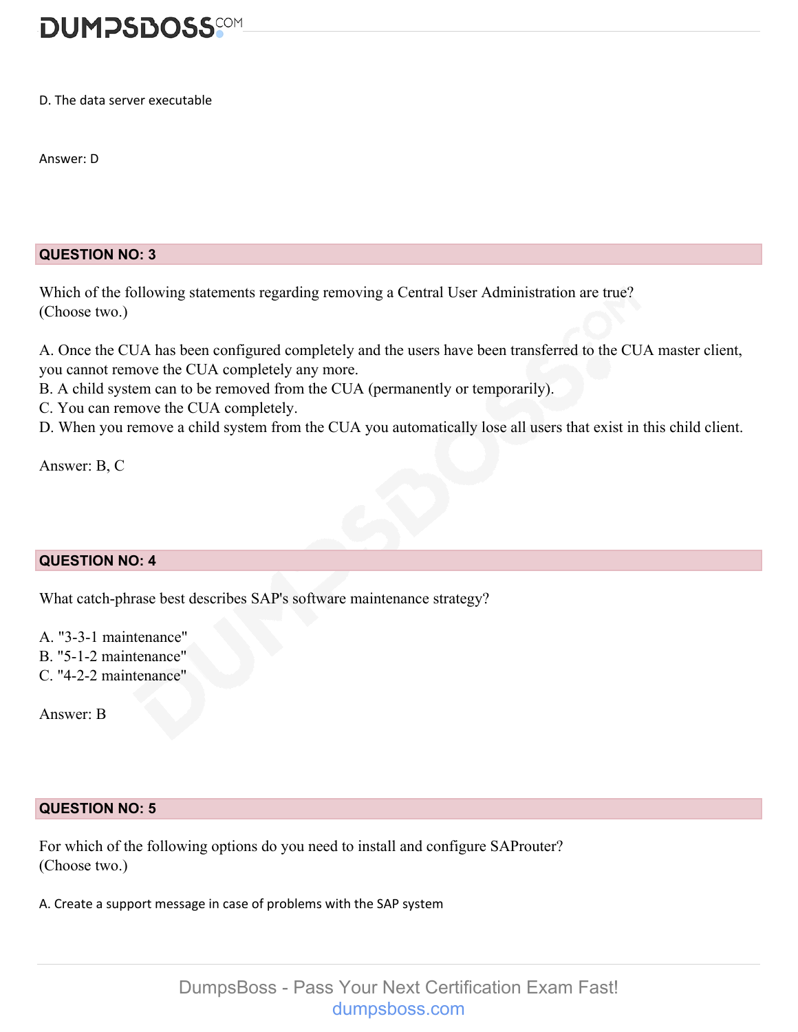D. The data server executable

Answer: D

**QUESTION NO: 3**

Which of the following statements regarding removing a Central User Administration are true? (Choose two.)

A. Once the CUA has been configured completely and the users have been transferred to the CUA master client, you cannot remove the CUA completely any more.
B. A child system can to be removed from the CUA (permanently or temporarily).
C. You can remove the CUA completely.
D. When you remove a child system from the CUA you automatically lose all users that exist in this child client.

Answer: B, C

**QUESTION NO: 4**

What catch-phrase best describes SAP's software maintenance strategy?

A. "3-3-1 maintenance"
B. "5-1-2 maintenance"
C. "4-2-2 maintenance"

Answer: B

**QUESTION NO: 5**

For which of the following options do you need to install and configure SAProuter? (Choose two.)

A. Create a support message in case of problems with the SAP system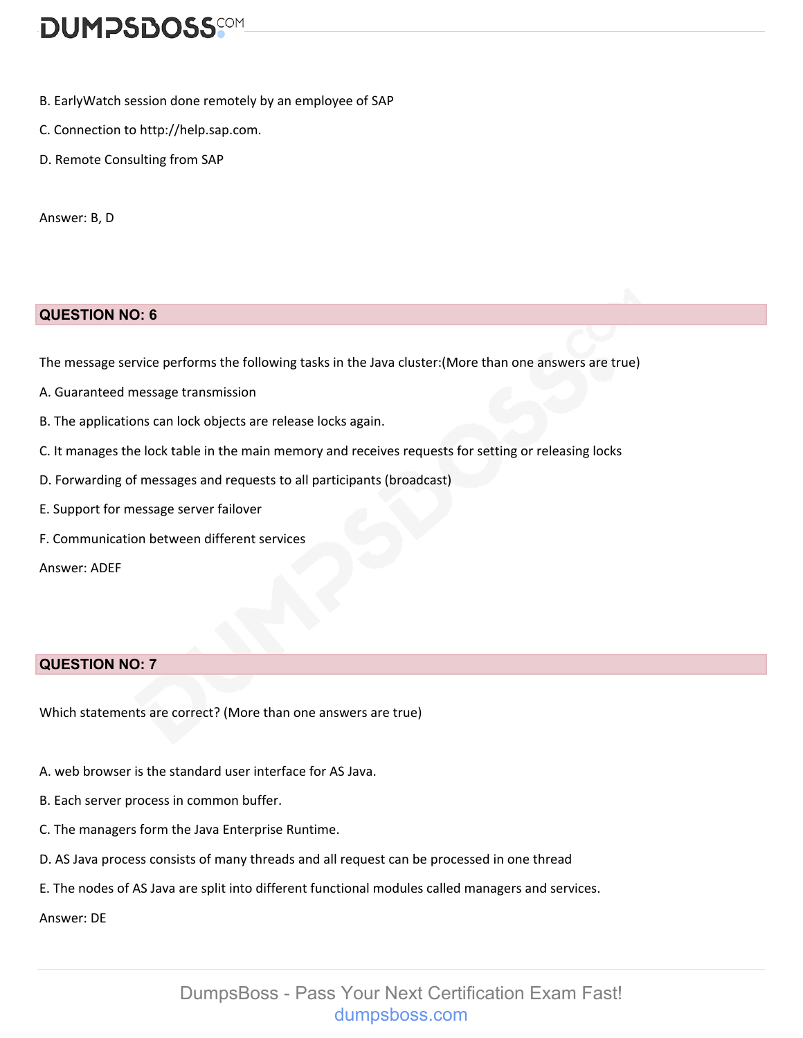B. EarlyWatch session done remotely by an employee of SAP

C. Connection to http://help.sap.com.

D. Remote Consulting from SAP

Answer: B, D

## QUESTION NO: 6

The message service performs the following tasks in the Java cluster:(More than one answers are true)

A. Guaranteed message transmission

B. The applications can lock objects are release locks again.

C. It manages the lock table in the main memory and receives requests for setting or releasing locks

D. Forwarding of messages and requests to all participants (broadcast)

E. Support for message server failover

F. Communication between different services

Answer: ADEF

## QUESTION NO: 7

Which statements are correct? (More than one answers are true)

A. web browser is the standard user interface for AS Java.

B. Each server process in common buffer.

C. The managers form the Java Enterprise Runtime.

D. AS Java process consists of many threads and all request can be processed in one thread

E. The nodes of AS Java are split into different functional modules called managers and services.

Answer: DE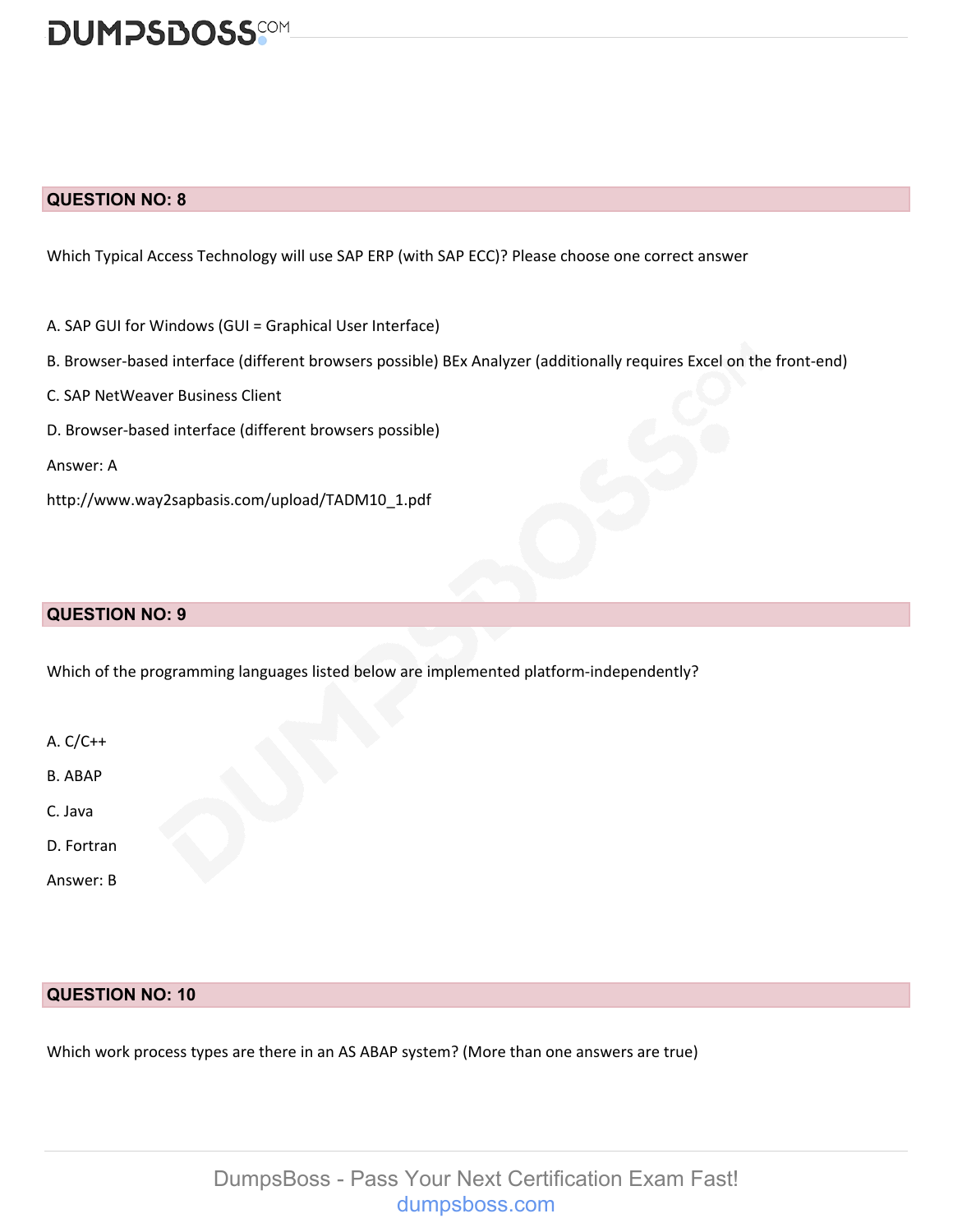## QUESTION NO: 8

Which Typical Access Technology will use SAP ERP (with SAP ECC)? Please choose one correct answer

A. SAP GUI for Windows (GUI = Graphical User Interface)

B. Browser-based interface (different browsers possible) BEx Analyzer (additionally requires Excel on the front-end)

C. SAP NetWeaver Business Client

D. Browser-based interface (different browsers possible)

Answer: A

http://www.way2sapbasis.com/upload/TADM10_1.pdf

## QUESTION NO: 9

Which of the programming languages listed below are implemented platform-independently?

A. C/C++

B. ABAP

C. Java

D. Fortran

Answer: B

## QUESTION NO: 10

Which work process types are there in an AS ABAP system? (More than one answers are true)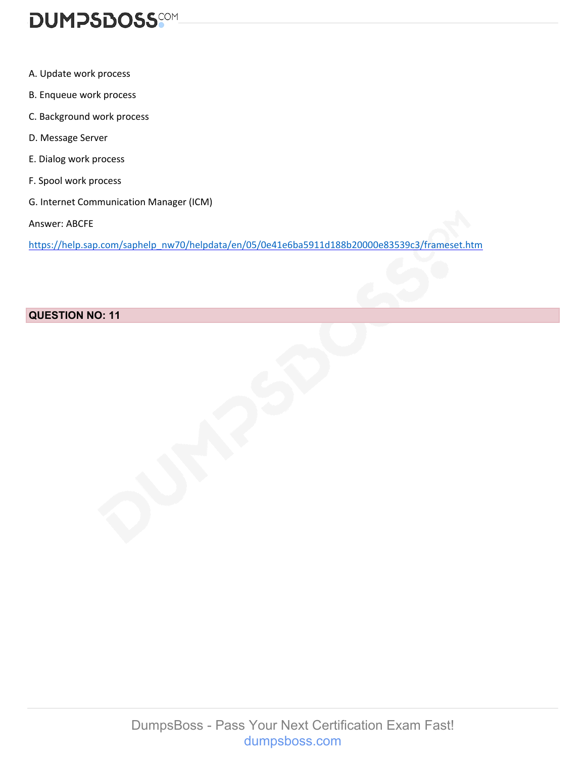A. Update work process

B. Enqueue work process

C. Background work process

D. Message Server

E. Dialog work process

F. Spool work process

G. Internet Communication Manager (ICM)

Answer: ABCFE

https://help.sap.com/saphelp_nw70/helpdata/en/05/0e41e6ba5911d188b20000e83539c3/frameset.htm

**QUESTION NO: 11**